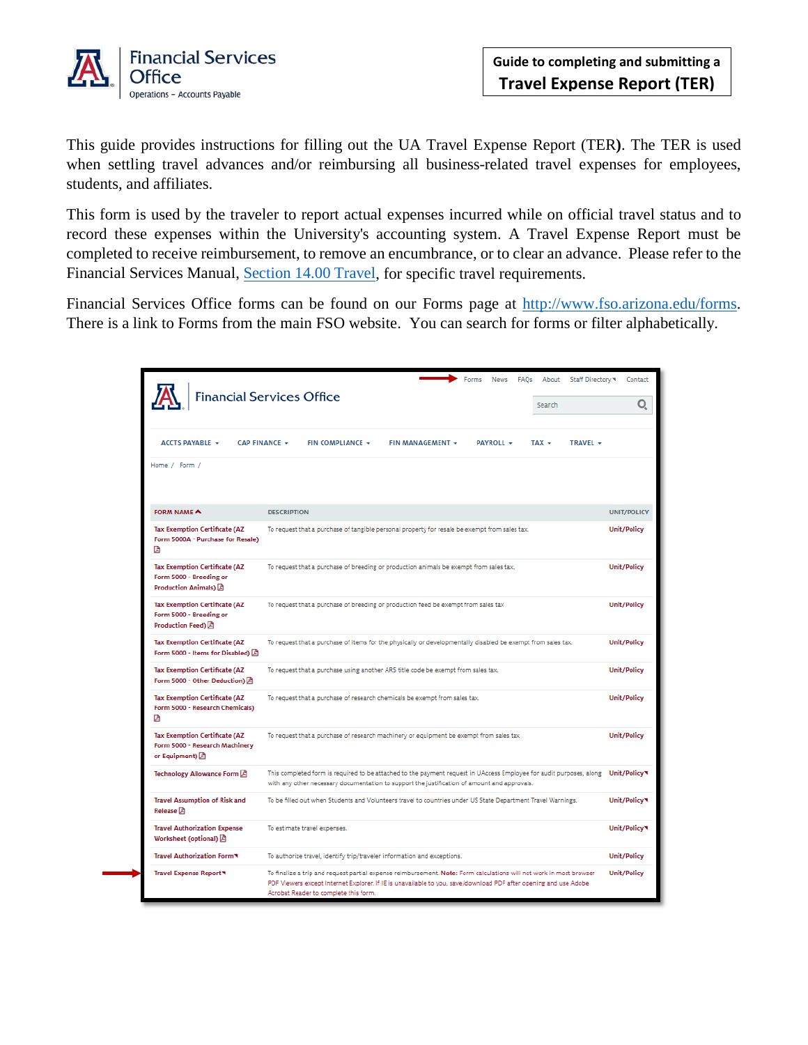Financial Services Office
Operations – Accounts Payable

# Guide to completing and submitting a Travel Expense Report (TER)

This guide provides instructions for filling out the UA Travel Expense Report (TER**)**. The TER is used when settling travel advances and/or reimbursing all business-related travel expenses for employees, students, and affiliates.

This form is used by the traveler to report actual expenses incurred while on official travel status and to record these expenses within the University's accounting system. A Travel Expense Report must be completed to receive reimbursement, to remove an encumbrance, or to clear an advance. Please refer to the Financial Services Manual, [Section 14.00 Travel](), for specific travel requirements.

Financial Services Office forms can be found on our Forms page at [http://www.fso.arizona.edu/forms](http://www.fso.arizona.edu/forms). There is a link to Forms from the main FSO website. You can search for forms or filter alphabetically.

Forms | News | FAQs | About | Staff Directory | Contact

Financial Services Office

Search

ACCTS PAYABLE | CAP FINANCE | FIN COMPLIANCE | FIN MANAGEMENT | PAYROLL | TAX | TRAVEL

Home / Form /

| FORM NAME | DESCRIPTION | UNIT/POLICY |
|---|---|---|
| Tax Exemption Certificate (AZ Form 5000A - Purchase for Resale) | To request that a purchase of tangible personal property for resale be exempt from sales tax. | Unit/Policy |
| Tax Exemption Certificate (AZ Form 5000 - Breeding or Production Animals) | To request that a purchase of breeding or production animals be exempt from sales tax. | Unit/Policy |
| Tax Exemption Certificate (AZ Form 5000 - Breeding or Production Feed) | To request that a purchase of breeding or production feed be exempt from sales tax | Unit/Policy |
| Tax Exemption Certificate (AZ Form 5000 - Items for Disabled) | To request that a purchase of items for the physically or developmentally disabled be exempt from sales tax. | Unit/Policy |
| Tax Exemption Certificate (AZ Form 5000 - Other Deduction) | To request that a purchase using another ARS title code be exempt from sales tax. | Unit/Policy |
| Tax Exemption Certificate (AZ Form 5000 - Research Chemicals) | To request that a purchase of research chemicals be exempt from sales tax. | Unit/Policy |
| Tax Exemption Certificate (AZ Form 5000 - Research Machinery or Equipment) | To request that a purchase of research machinery or equipment be exempt from sales tax | Unit/Policy |
| Technology Allowance Form | This completed form is required to be attached to the payment request in UAccess Employee for audit purposes, along with any other necessary documentation to support the justification of amount and approvals. | Unit/Policy |
| Travel Assumption of Risk and Release | To be filled out when Students and Volunteers travel to countries under US State Department Travel Warnings. | Unit/Policy |
| Travel Authorization Expense Worksheet (optional) | To estimate travel expenses. | Unit/Policy |
| Travel Authorization Form | To authorize travel, identify trip/traveler information and exceptions. | Unit/Policy |
| Travel Expense Report | To finalize a trip and request partial expense reimbursement. Note: Form calculations will not work in most browser PDF Viewers except Internet Explorer. If IE is unavailable to you, save/download PDF after opening and use Adobe Acrobat Reader to complete this form. | Unit/Policy |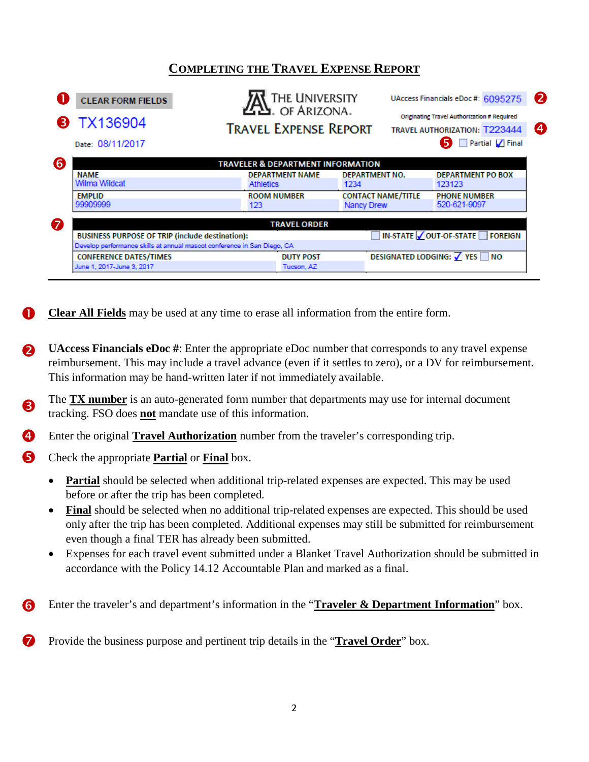## COMPLETING THE TRAVEL EXPENSE REPORT

❶ CLEAR FORM FIELDS

❸ TX136904

Date: 08/11/2017

THE UNIVERSITY OF ARIZONA.

TRAVEL EXPENSE REPORT

UAccess Financials eDoc #: 6095275 ❷

Originating Travel Authorization # Required

TRAVEL AUTHORIZATION: T223444 ❹

❺ ☐ Partial ☑ Final

❻

| TRAVELER & DEPARTMENT INFORMATION | | | |
|---|---|---|---|
| NAME<br>Wilma Wildcat | DEPARTMENT NAME<br>Athletics | DEPARTMENT NO.<br>1234 | DEPARTMENT PO BOX<br>123123 |
| EMPLID<br>99909999 | ROOM NUMBER<br>123 | CONTACT NAME/TITLE<br>Nancy Drew | PHONE NUMBER<br>520-621-9097 |

❼

| TRAVEL ORDER | | |
|---|---|---|
| BUSINESS PURPOSE OF TRIP (include destination):<br>Develop performance skills at annual mascot conference in San Diego, CA | | ☐ IN-STATE ☑ OUT-OF-STATE ☐ FOREIGN |
| CONFERENCE DATES/TIMES<br>June 1, 2017-June 3, 2017 | DUTY POST<br>Tucson, AZ | DESIGNATED LODGING: ☑ YES ☐ NO |

❶ **Clear All Fields** may be used at any time to erase all information from the entire form.

❷ **UAccess Financials eDoc #**: Enter the appropriate eDoc number that corresponds to any travel expense reimbursement. This may include a travel advance (even if it settles to zero), or a DV for reimbursement. This information may be hand-written later if not immediately available.

❸ The **TX number** is an auto-generated form number that departments may use for internal document tracking. FSO does **not** mandate use of this information.

❹ Enter the original **Travel Authorization** number from the traveler's corresponding trip.

❺ Check the appropriate **Partial** or **Final** box.

- **Partial** should be selected when additional trip-related expenses are expected. This may be used before or after the trip has been completed.
- **Final** should be selected when no additional trip-related expenses are expected. This should be used only after the trip has been completed. Additional expenses may still be submitted for reimbursement even though a final TER has already been submitted.
- Expenses for each travel event submitted under a Blanket Travel Authorization should be submitted in accordance with the Policy 14.12 Accountable Plan and marked as a final.

❻ Enter the traveler's and department's information in the "**Traveler & Department Information**" box.

❼ Provide the business purpose and pertinent trip details in the "**Travel Order**" box.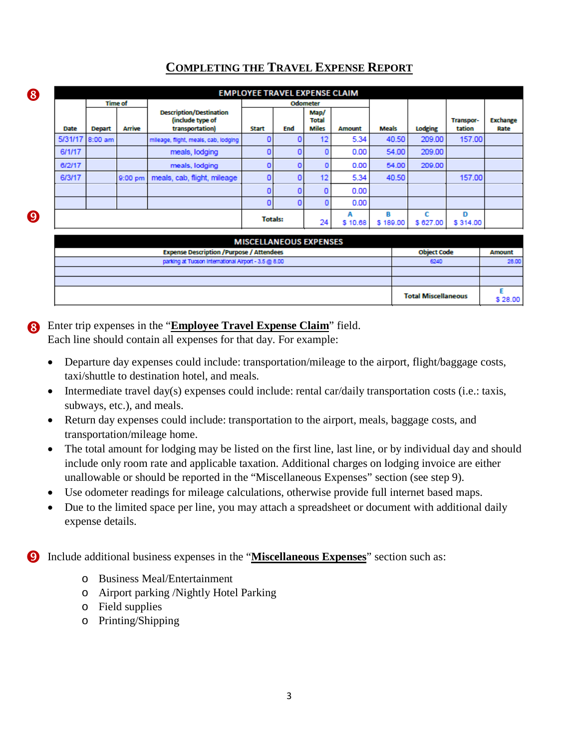## COMPLETING THE TRAVEL EXPENSE REPORT

8

| EMPLOYEE TRAVEL EXPENSE CLAIM | | | | | | | | | | | | |
|---|---|---|---|---|---|---|---|---|---|---|---|---|
| | Time of | | | Odometer | | | | | | | | |
| Date | Depart | Arrive | Description/Destination (include type of transportation) | Start | End | Map/ Total Miles | Amount | Meals | Lodging | Transpor-tation | Exchange Rate |
| 5/31/17 | 8:00 am | | mileage, flight, meals, cab, lodging | 0 | 0 | 12 | 5.34 | 40.50 | 209.00 | 157.00 | |
| 6/1/17 | | | meals, lodging | 0 | 0 | 0 | 0.00 | 54.00 | 209.00 | | |
| 6/2/17 | | | meals, lodging | 0 | 0 | 0 | 0.00 | 54.00 | 209.00 | | |
| 6/3/17 | | 9:00 pm | meals, cab, flight, mileage | 0 | 0 | 12 | 5.34 | 40.50 | | 157.00 | |
| | | | | 0 | 0 | 0 | 0.00 | | | | |
| | | | | 0 | 0 | 0 | 0.00 | | | | |
| | | | | Totals: | | 24 | A $ 10.68 | B $ 189.00 | C $ 627.00 | D $ 314.00 | |

9

| MISCELLANEOUS EXPENSES | | |
|---|---|---|
| Expense Description /Purpose / Attendees | Object Code | Amount |
| parking at Tucson International Airport - 3.5 @ 8.00 | 6240 | 28.00 |
| | | |
| | | |
| | Total Miscellaneous | E $ 28.00 |

8 Enter trip expenses in the "**Employee Travel Expense Claim**" field.
Each line should contain all expenses for that day. For example:

- Departure day expenses could include: transportation/mileage to the airport, flight/baggage costs, taxi/shuttle to destination hotel, and meals.
- Intermediate travel day(s) expenses could include: rental car/daily transportation costs (i.e.: taxis, subways, etc.), and meals.
- Return day expenses could include: transportation to the airport, meals, baggage costs, and transportation/mileage home.
- The total amount for lodging may be listed on the first line, last line, or by individual day and should include only room rate and applicable taxation. Additional charges on lodging invoice are either unallowable or should be reported in the "Miscellaneous Expenses" section (see step 9).
- Use odometer readings for mileage calculations, otherwise provide full internet based maps.
- Due to the limited space per line, you may attach a spreadsheet or document with additional daily expense details.

9 Include additional business expenses in the "**Miscellaneous Expenses**" section such as:

- Business Meal/Entertainment
- Airport parking /Nightly Hotel Parking
- Field supplies
- Printing/Shipping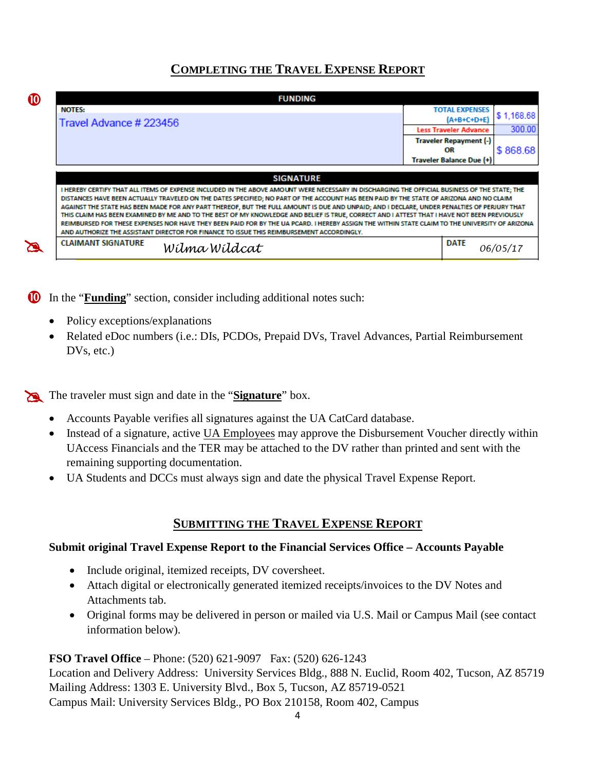## Completing the Travel Expense Report

⑩

| FUNDING | | |
|---|---|---|
| NOTES: Travel Advance # 223456 | TOTAL EXPENSES (A+B+C+D+E) | $ 1,168.68 |
| | Less Traveler Advance | 300.00 |
| | Traveler Repayment (-) OR Traveler Balance Due (+) | $ 868.68 |

| SIGNATURE | |
|---|---|
| I HEREBY CERTIFY THAT ALL ITEMS OF EXPENSE INCLUDED IN THE ABOVE AMOUNT WERE NECESSARY IN DISCHARGING THE OFFICIAL BUSINESS OF THE STATE; THE DISTANCES HAVE BEEN ACTUALLY TRAVELED ON THE DATES SPECIFIED; NO PART OF THE ACCOUNT HAS BEEN PAID BY THE STATE OF ARIZONA AND NO CLAIM AGAINST THE STATE HAS BEEN MADE FOR ANY PART THEREOF, BUT THE FULL AMOUNT IS DUE AND UNPAID; AND I DECLARE, UNDER PENALTIES OF PERJURY THAT THIS CLAIM HAS BEEN EXAMINED BY ME AND TO THE BEST OF MY KNOWLEDGE AND BELIEF IS TRUE, CORRECT AND I ATTEST THAT I HAVE NOT BEEN PREVIOUSLY REIMBURSED FOR THESE EXPENSES NOR HAVE THEY BEEN PAID FOR BY THE UA PCARD. I HEREBY ASSIGN THE WITHIN STATE CLAIM TO THE UNIVERSITY OF ARIZONA AND AUTHORIZE THE ASSISTANT DIRECTOR FOR FINANCE TO ISSUE THIS REIMBURSEMENT ACCORDINGLY. | |
| CLAIMANT SIGNATURE *Wilma Wildcat* | DATE 06/05/17 |

⑩ In the "**Funding**" section, consider including additional notes such:

- Policy exceptions/explanations
- Related eDoc numbers (i.e.: DIs, PCDOs, Prepaid DVs, Travel Advances, Partial Reimbursement DVs, etc.)

The traveler must sign and date in the "**Signature**" box.

- Accounts Payable verifies all signatures against the UA CatCard database.
- Instead of a signature, active UA Employees may approve the Disbursement Voucher directly within UAccess Financials and the TER may be attached to the DV rather than printed and sent with the remaining supporting documentation.
- UA Students and DCCs must always sign and date the physical Travel Expense Report.

## Submitting the Travel Expense Report

**Submit original Travel Expense Report to the Financial Services Office – Accounts Payable**

- Include original, itemized receipts, DV coversheet.
- Attach digital or electronically generated itemized receipts/invoices to the DV Notes and Attachments tab.
- Original forms may be delivered in person or mailed via U.S. Mail or Campus Mail (see contact information below).

**FSO Travel Office** – Phone: (520) 621-9097 Fax: (520) 626-1243
Location and Delivery Address: University Services Bldg., 888 N. Euclid, Room 402, Tucson, AZ 85719
Mailing Address: 1303 E. University Blvd., Box 5, Tucson, AZ 85719-0521
Campus Mail: University Services Bldg., PO Box 210158, Room 402, Campus